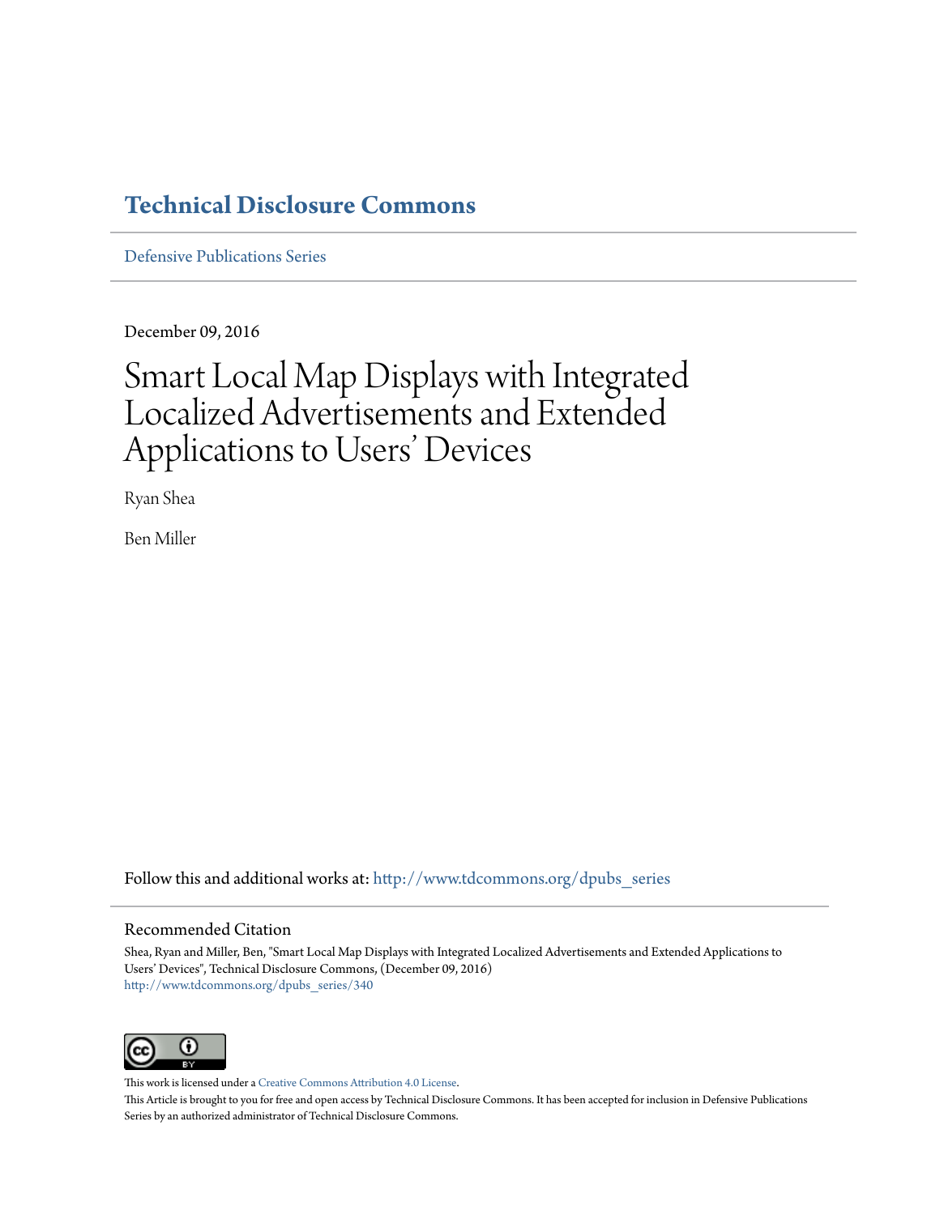# Technical Disclosure Commons

Defensive Publications Series

December 09, 2016

# Smart Local Map Displays with Integrated Localized Advertisements and Extended Applications to Users' Devices

Ryan Shea

Ben Miller

Follow this and additional works at: http://www.tdcommons.org/dpubs_series

## Recommended Citation

Shea, Ryan and Miller, Ben, "Smart Local Map Displays with Integrated Localized Advertisements and Extended Applications to Users' Devices", Technical Disclosure Commons, (December 09, 2016)
http://www.tdcommons.org/dpubs_series/340

This work is licensed under a Creative Commons Attribution 4.0 License.

This Article is brought to you for free and open access by Technical Disclosure Commons. It has been accepted for inclusion in Defensive Publications Series by an authorized administrator of Technical Disclosure Commons.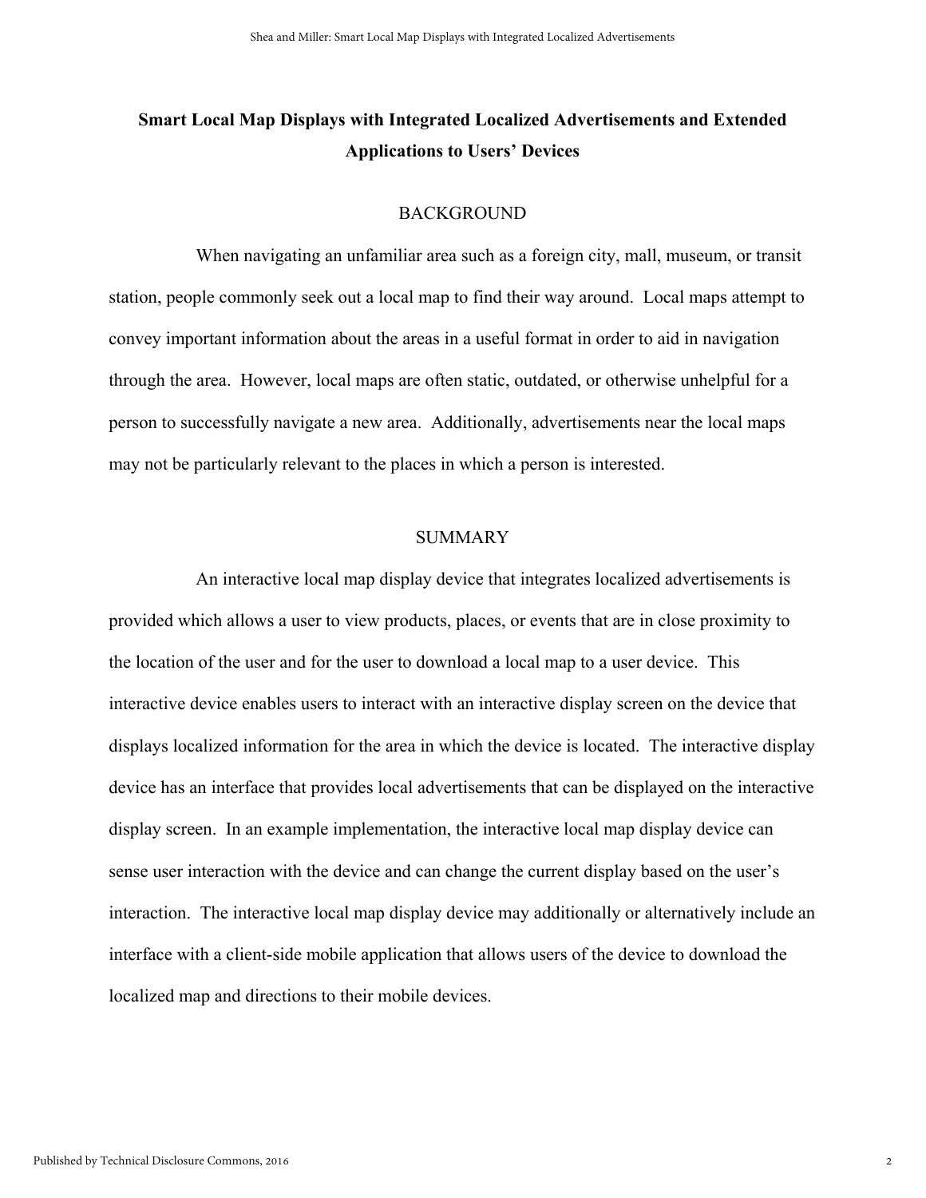# Smart Local Map Displays with Integrated Localized Advertisements and Extended Applications to Users' Devices

## BACKGROUND

When navigating an unfamiliar area such as a foreign city, mall, museum, or transit station, people commonly seek out a local map to find their way around. Local maps attempt to convey important information about the areas in a useful format in order to aid in navigation through the area. However, local maps are often static, outdated, or otherwise unhelpful for a person to successfully navigate a new area. Additionally, advertisements near the local maps may not be particularly relevant to the places in which a person is interested.

## SUMMARY

An interactive local map display device that integrates localized advertisements is provided which allows a user to view products, places, or events that are in close proximity to the location of the user and for the user to download a local map to a user device. This interactive device enables users to interact with an interactive display screen on the device that displays localized information for the area in which the device is located. The interactive display device has an interface that provides local advertisements that can be displayed on the interactive display screen. In an example implementation, the interactive local map display device can sense user interaction with the device and can change the current display based on the user's interaction. The interactive local map display device may additionally or alternatively include an interface with a client-side mobile application that allows users of the device to download the localized map and directions to their mobile devices.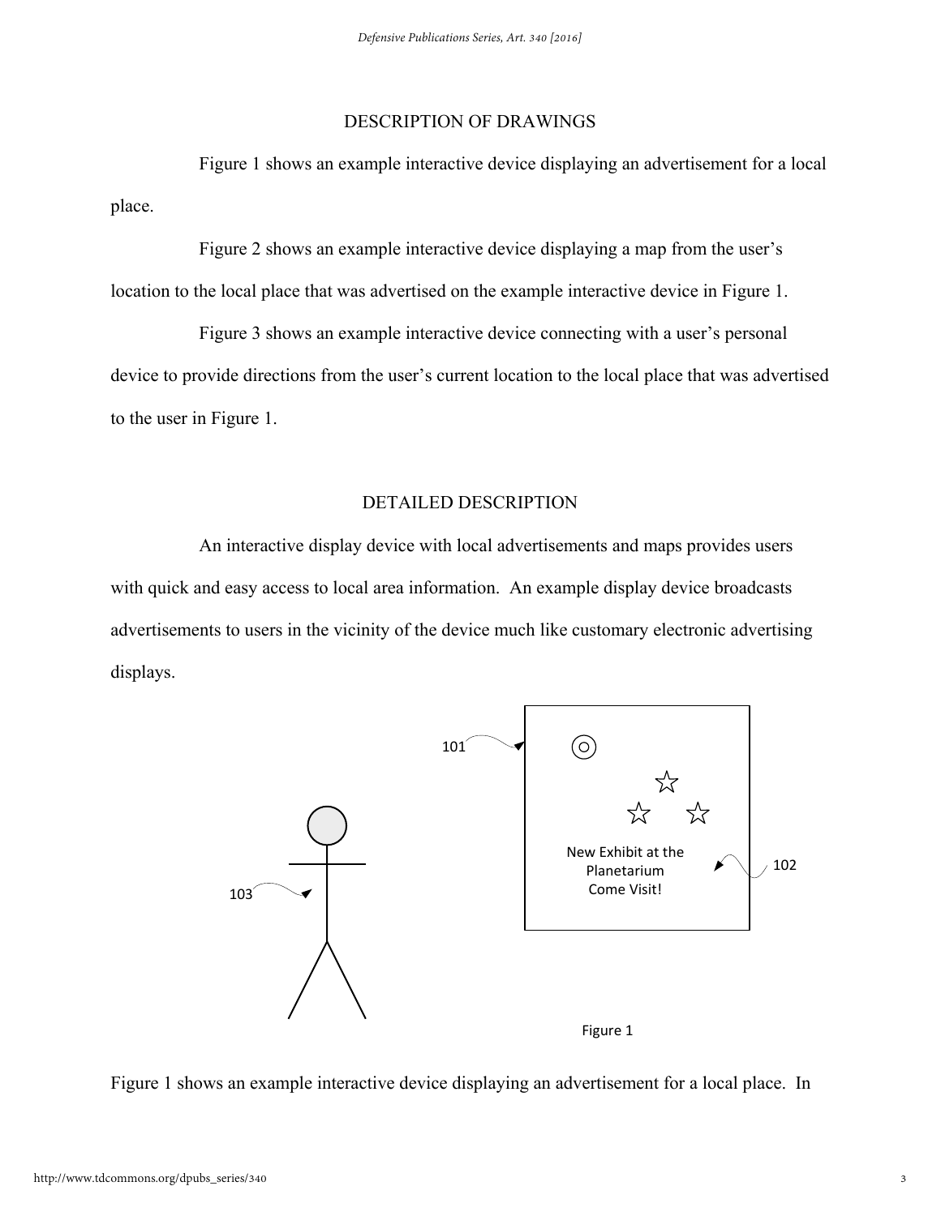## DESCRIPTION OF DRAWINGS

Figure 1 shows an example interactive device displaying an advertisement for a local place.

Figure 2 shows an example interactive device displaying a map from the user's location to the local place that was advertised on the example interactive device in Figure 1.

Figure 3 shows an example interactive device connecting with a user's personal device to provide directions from the user's current location to the local place that was advertised to the user in Figure 1.

## DETAILED DESCRIPTION

An interactive display device with local advertisements and maps provides users with quick and easy access to local area information. An example display device broadcasts advertisements to users in the vicinity of the device much like customary electronic advertising displays.

Figure 1

Figure 1 shows an example interactive device displaying an advertisement for a local place. In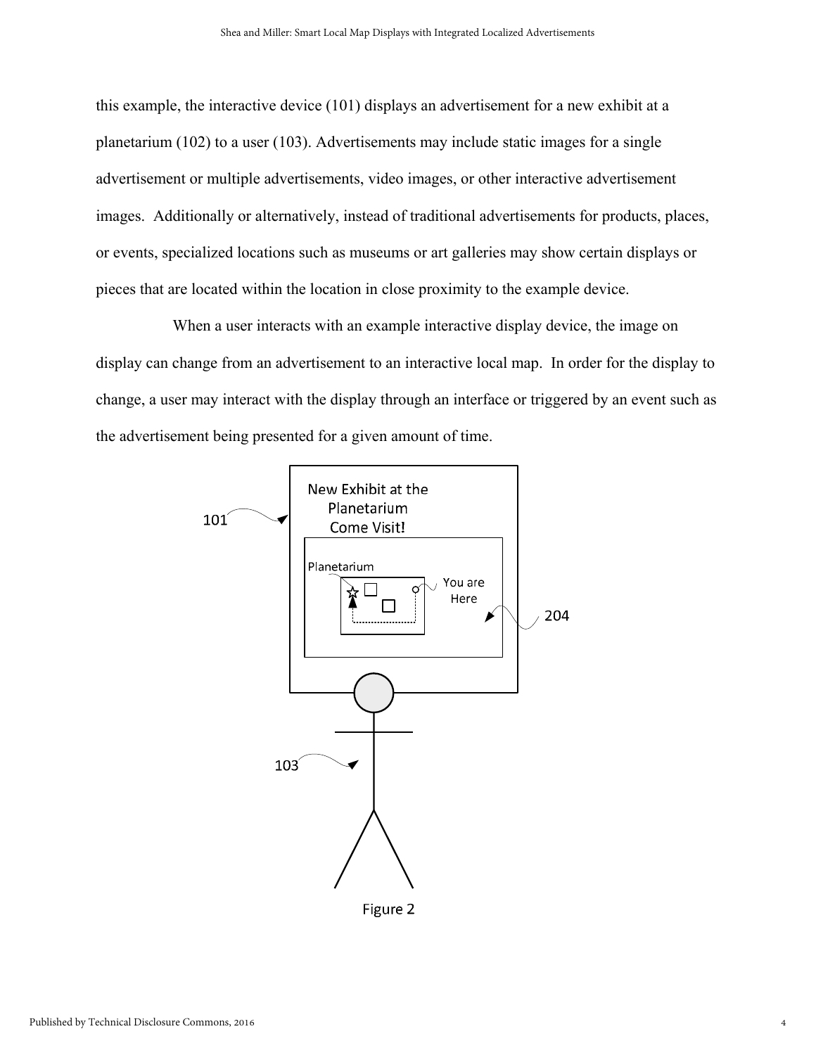this example, the interactive device (101) displays an advertisement for a new exhibit at a planetarium (102) to a user (103). Advertisements may include static images for a single advertisement or multiple advertisements, video images, or other interactive advertisement images. Additionally or alternatively, instead of traditional advertisements for products, places, or events, specialized locations such as museums or art galleries may show certain displays or pieces that are located within the location in close proximity to the example device.

When a user interacts with an example interactive display device, the image on display can change from an advertisement to an interactive local map. In order for the display to change, a user may interact with the display through an interface or triggered by an event such as the advertisement being presented for a given amount of time.

New Exhibit at the Planetarium Come Visit!

Planetarium

You are Here

101

204

103

Figure 2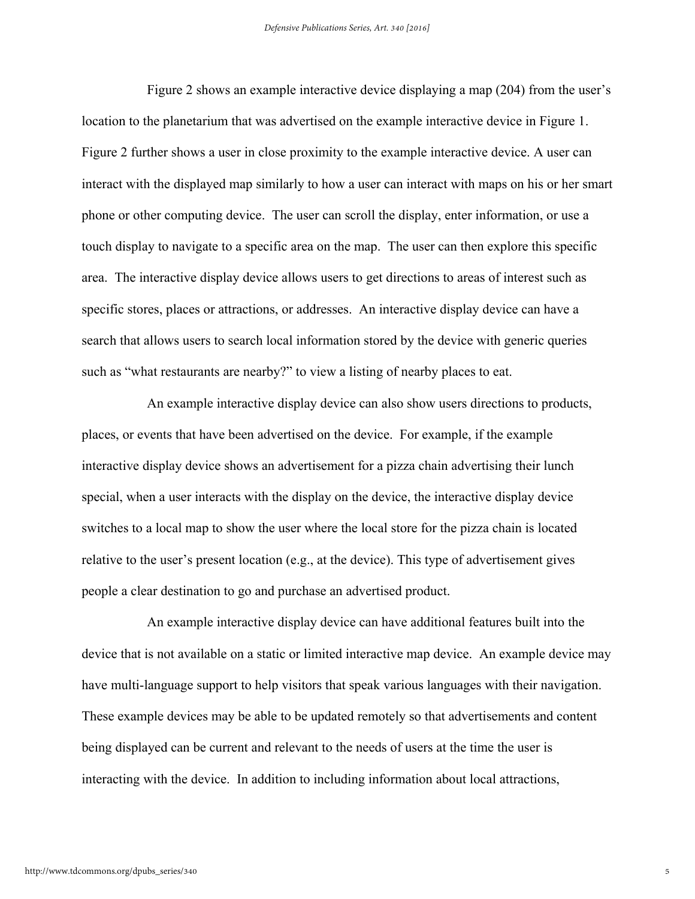Figure 2 shows an example interactive device displaying a map (204) from the user's location to the planetarium that was advertised on the example interactive device in Figure 1. Figure 2 further shows a user in close proximity to the example interactive device. A user can interact with the displayed map similarly to how a user can interact with maps on his or her smart phone or other computing device. The user can scroll the display, enter information, or use a touch display to navigate to a specific area on the map. The user can then explore this specific area. The interactive display device allows users to get directions to areas of interest such as specific stores, places or attractions, or addresses. An interactive display device can have a search that allows users to search local information stored by the device with generic queries such as "what restaurants are nearby?" to view a listing of nearby places to eat.

An example interactive display device can also show users directions to products, places, or events that have been advertised on the device. For example, if the example interactive display device shows an advertisement for a pizza chain advertising their lunch special, when a user interacts with the display on the device, the interactive display device switches to a local map to show the user where the local store for the pizza chain is located relative to the user's present location (e.g., at the device). This type of advertisement gives people a clear destination to go and purchase an advertised product.

An example interactive display device can have additional features built into the device that is not available on a static or limited interactive map device. An example device may have multi-language support to help visitors that speak various languages with their navigation. These example devices may be able to be updated remotely so that advertisements and content being displayed can be current and relevant to the needs of users at the time the user is interacting with the device. In addition to including information about local attractions,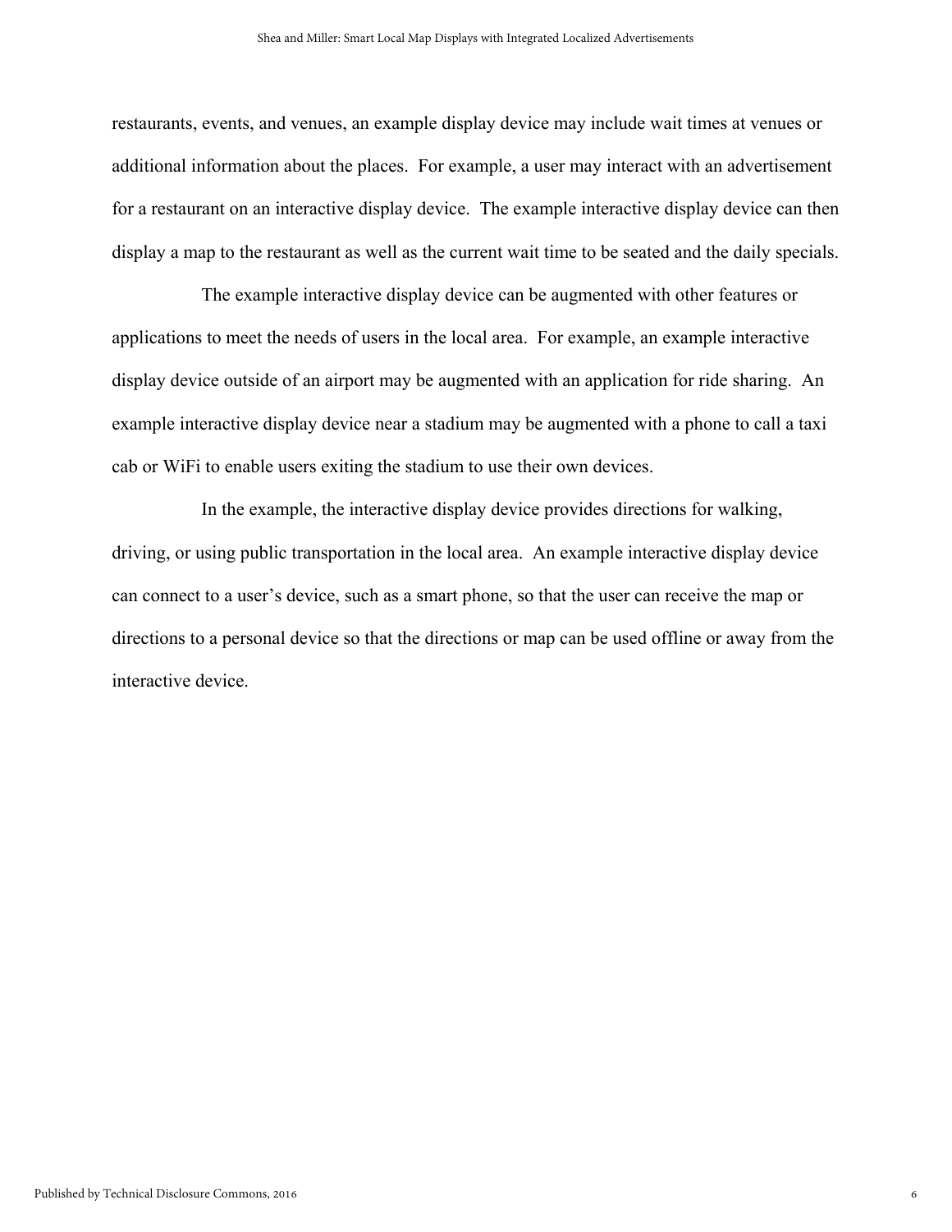restaurants, events, and venues, an example display device may include wait times at venues or additional information about the places. For example, a user may interact with an advertisement for a restaurant on an interactive display device. The example interactive display device can then display a map to the restaurant as well as the current wait time to be seated and the daily specials.

The example interactive display device can be augmented with other features or applications to meet the needs of users in the local area. For example, an example interactive display device outside of an airport may be augmented with an application for ride sharing. An example interactive display device near a stadium may be augmented with a phone to call a taxi cab or WiFi to enable users exiting the stadium to use their own devices.

In the example, the interactive display device provides directions for walking, driving, or using public transportation in the local area. An example interactive display device can connect to a user's device, such as a smart phone, so that the user can receive the map or directions to a personal device so that the directions or map can be used offline or away from the interactive device.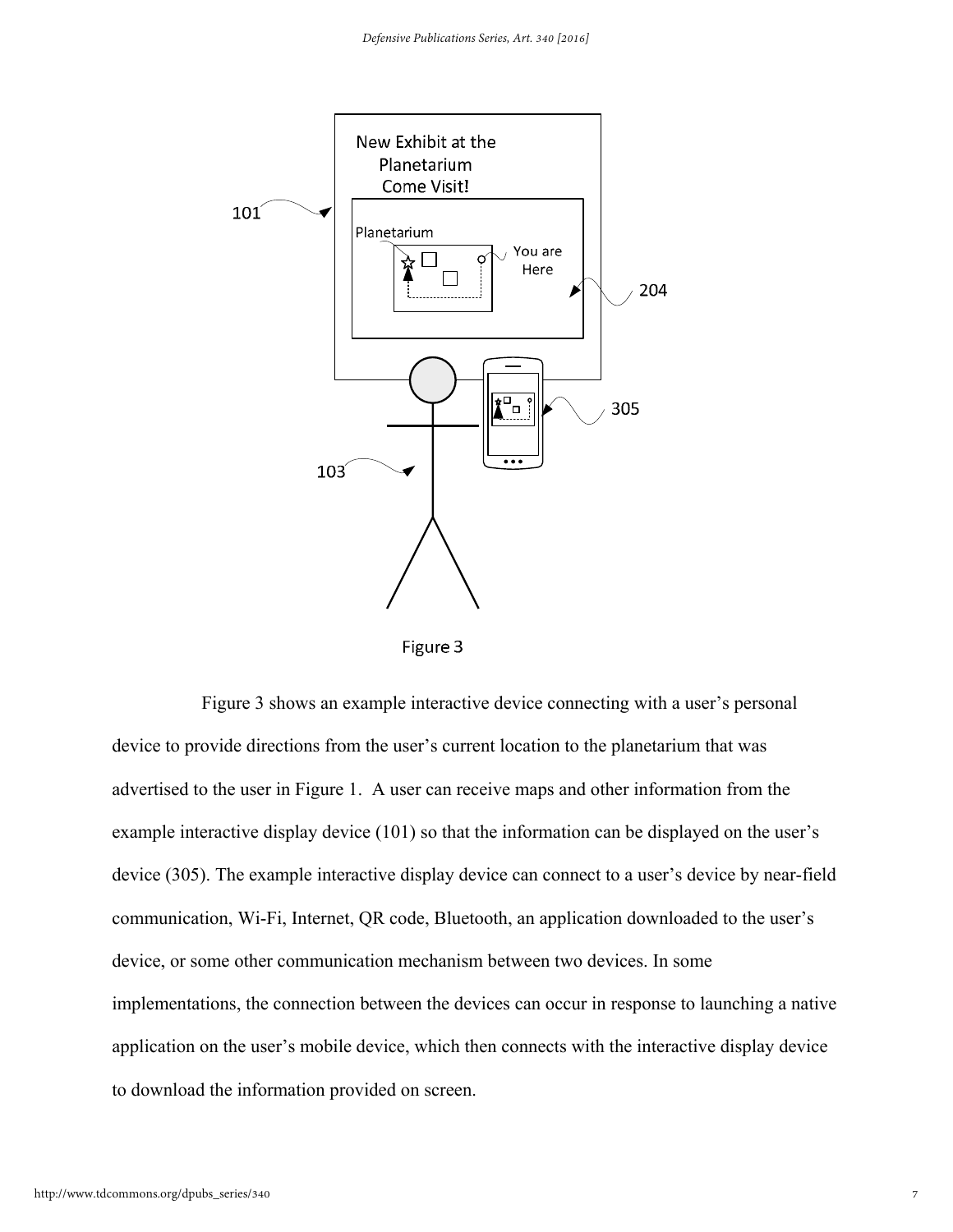Figure 3

Figure 3 shows an example interactive device connecting with a user's personal device to provide directions from the user's current location to the planetarium that was advertised to the user in Figure 1. A user can receive maps and other information from the example interactive display device (101) so that the information can be displayed on the user's device (305). The example interactive display device can connect to a user's device by near-field communication, Wi-Fi, Internet, QR code, Bluetooth, an application downloaded to the user's device, or some other communication mechanism between two devices. In some implementations, the connection between the devices can occur in response to launching a native application on the user's mobile device, which then connects with the interactive display device to download the information provided on screen.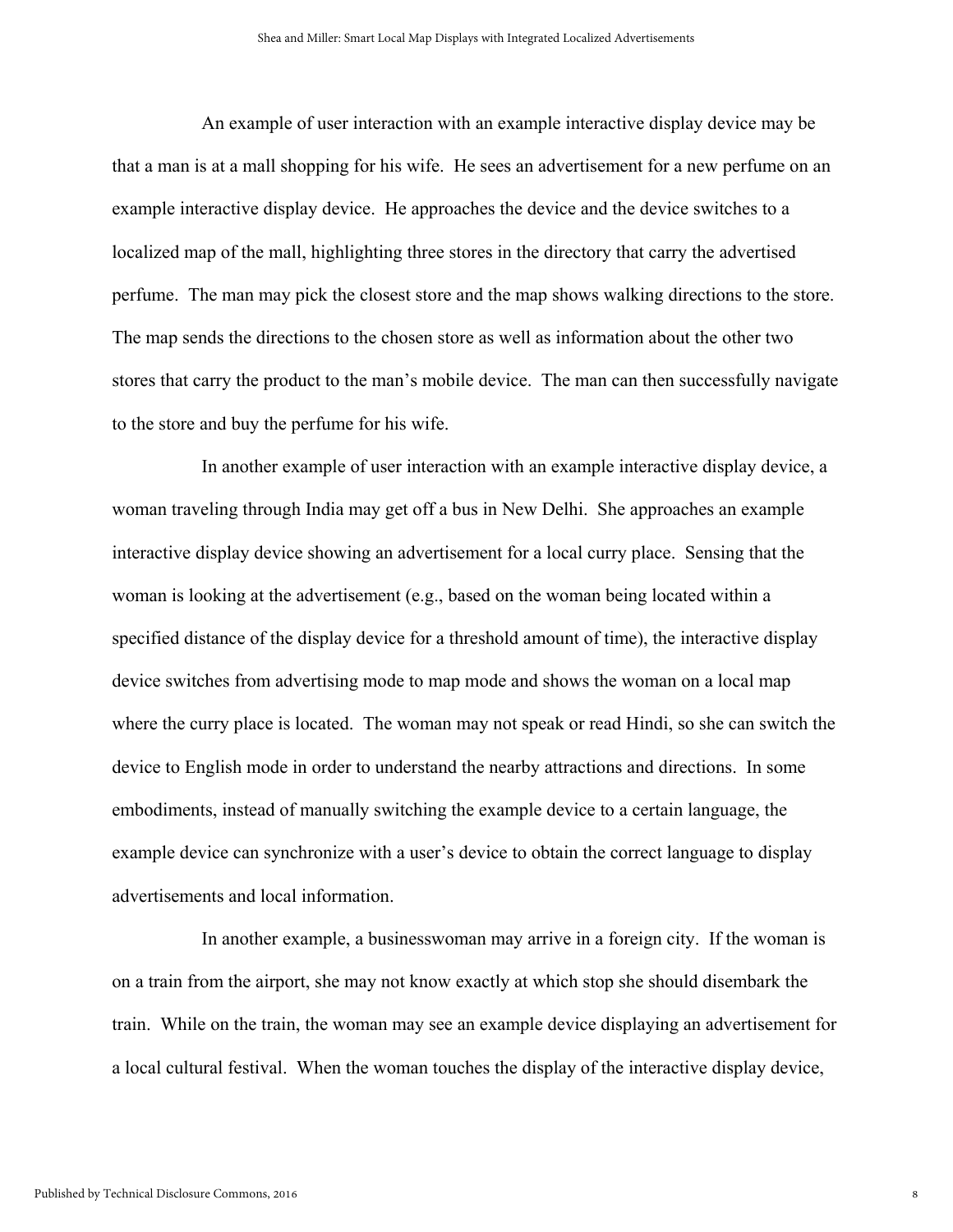An example of user interaction with an example interactive display device may be that a man is at a mall shopping for his wife. He sees an advertisement for a new perfume on an example interactive display device. He approaches the device and the device switches to a localized map of the mall, highlighting three stores in the directory that carry the advertised perfume. The man may pick the closest store and the map shows walking directions to the store. The map sends the directions to the chosen store as well as information about the other two stores that carry the product to the man's mobile device. The man can then successfully navigate to the store and buy the perfume for his wife.

In another example of user interaction with an example interactive display device, a woman traveling through India may get off a bus in New Delhi. She approaches an example interactive display device showing an advertisement for a local curry place. Sensing that the woman is looking at the advertisement (e.g., based on the woman being located within a specified distance of the display device for a threshold amount of time), the interactive display device switches from advertising mode to map mode and shows the woman on a local map where the curry place is located. The woman may not speak or read Hindi, so she can switch the device to English mode in order to understand the nearby attractions and directions. In some embodiments, instead of manually switching the example device to a certain language, the example device can synchronize with a user's device to obtain the correct language to display advertisements and local information.

In another example, a businesswoman may arrive in a foreign city. If the woman is on a train from the airport, she may not know exactly at which stop she should disembark the train. While on the train, the woman may see an example device displaying an advertisement for a local cultural festival. When the woman touches the display of the interactive display device,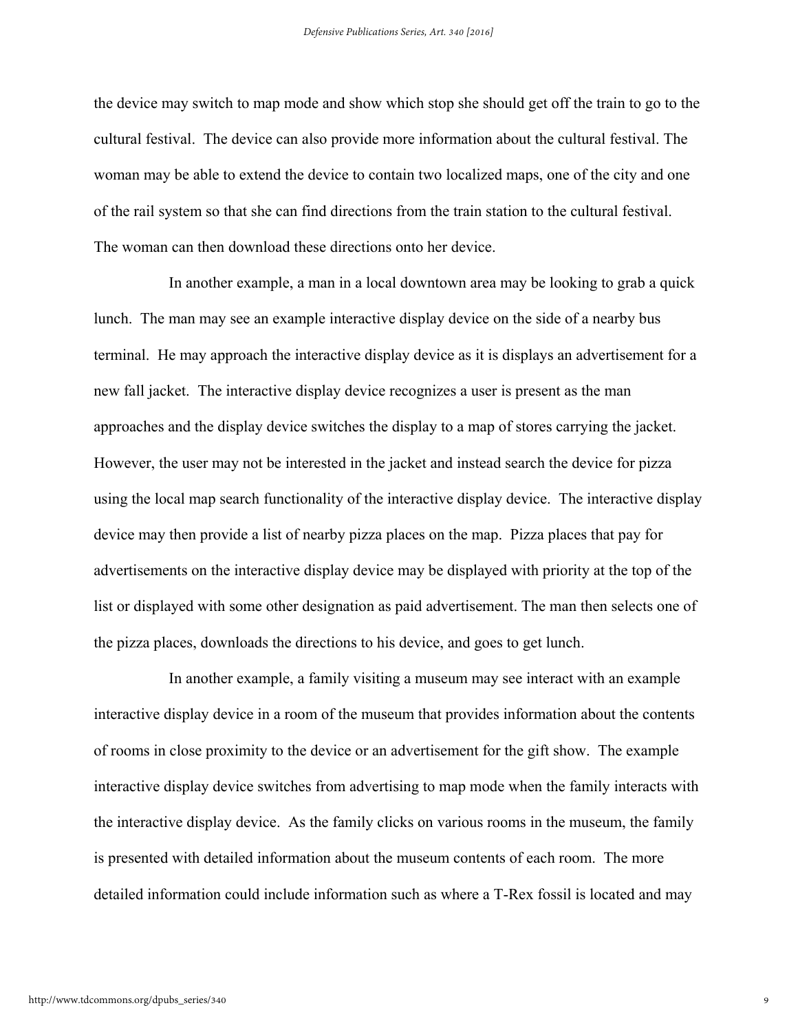the device may switch to map mode and show which stop she should get off the train to go to the cultural festival. The device can also provide more information about the cultural festival. The woman may be able to extend the device to contain two localized maps, one of the city and one of the rail system so that she can find directions from the train station to the cultural festival. The woman can then download these directions onto her device.

In another example, a man in a local downtown area may be looking to grab a quick lunch. The man may see an example interactive display device on the side of a nearby bus terminal. He may approach the interactive display device as it is displays an advertisement for a new fall jacket. The interactive display device recognizes a user is present as the man approaches and the display device switches the display to a map of stores carrying the jacket. However, the user may not be interested in the jacket and instead search the device for pizza using the local map search functionality of the interactive display device. The interactive display device may then provide a list of nearby pizza places on the map. Pizza places that pay for advertisements on the interactive display device may be displayed with priority at the top of the list or displayed with some other designation as paid advertisement. The man then selects one of the pizza places, downloads the directions to his device, and goes to get lunch.

In another example, a family visiting a museum may see interact with an example interactive display device in a room of the museum that provides information about the contents of rooms in close proximity to the device or an advertisement for the gift show. The example interactive display device switches from advertising to map mode when the family interacts with the interactive display device. As the family clicks on various rooms in the museum, the family is presented with detailed information about the museum contents of each room. The more detailed information could include information such as where a T-Rex fossil is located and may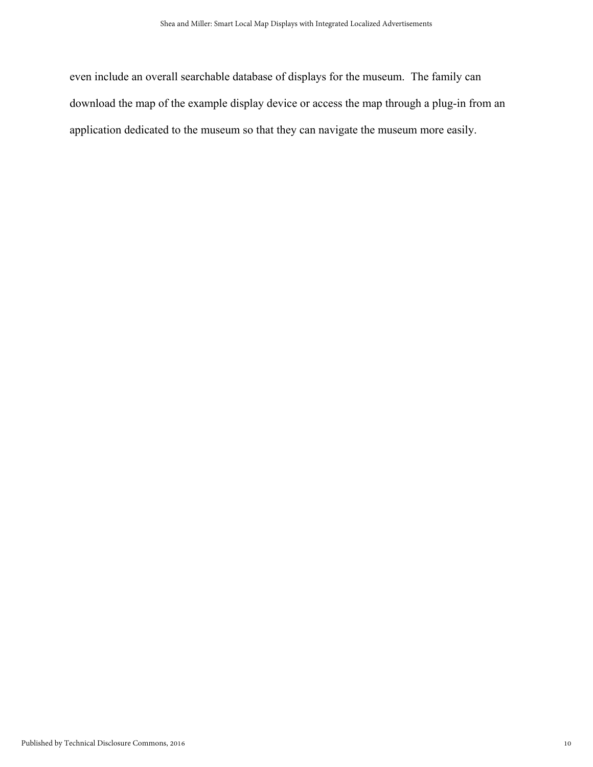even include an overall searchable database of displays for the museum.  The family can download the map of the example display device or access the map through a plug-in from an application dedicated to the museum so that they can navigate the museum more easily.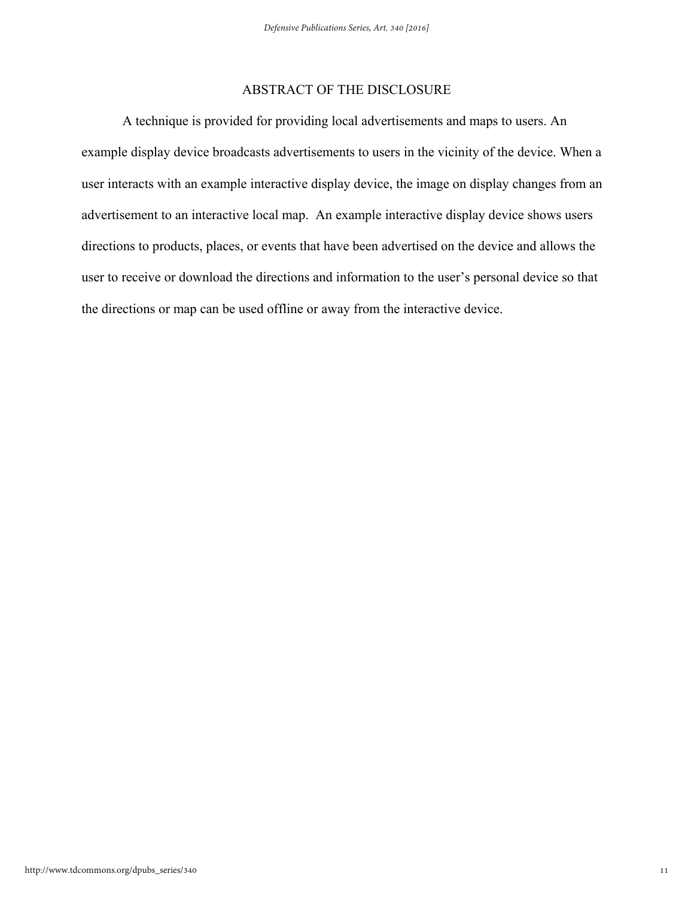# ABSTRACT OF THE DISCLOSURE

A technique is provided for providing local advertisements and maps to users. An example display device broadcasts advertisements to users in the vicinity of the device. When a user interacts with an example interactive display device, the image on display changes from an advertisement to an interactive local map. An example interactive display device shows users directions to products, places, or events that have been advertised on the device and allows the user to receive or download the directions and information to the user's personal device so that the directions or map can be used offline or away from the interactive device.